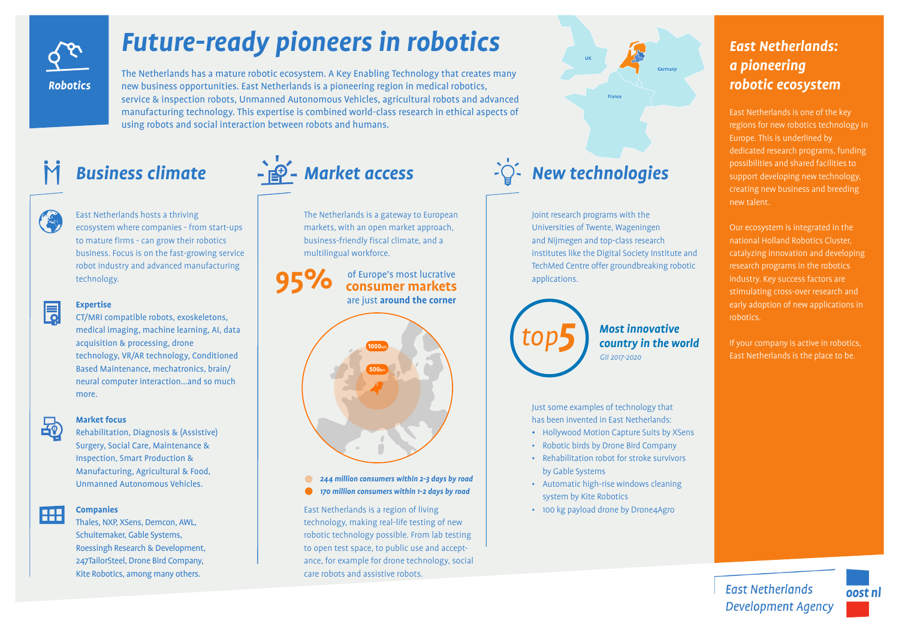# Future-ready pioneers in robotics

**Robotics**

The Netherlands has a mature robotic ecosystem. A Key Enabling Technology that creates many new business opportunities. East Netherlands is a pioneering region in medical robotics, service & inspection robots, Unmanned Autonomous Vehicles, agricultural robots and advanced manufacturing technology. This expertise is combined world-class research in ethical aspects of using robots and social interaction between robots and humans.

## Business climate

East Netherlands hosts a thriving ecosystem where companies - from start-ups to mature firms - can grow their robotics business. Focus is on the fast-growing service robot industry and advanced manufacturing technology.

**Expertise**
CT/MRI compatible robots, exoskeletons, medical imaging, machine learning, AI, data acquisition & processing, drone technology, VR/AR technology, Conditioned Based Maintenance, mechatronics, brain/neural computer interaction...and so much more.

**Market focus**
Rehabilitation, Diagnosis & (Assistive) Surgery, Social Care, Maintenance & Inspection, Smart Production & Manufacturing, Agricultural & Food, Unmanned Autonomous Vehicles.

**Companies**
Thales, NXP, XSens, Demcon, AWL, Schuitemaker, Gable Systems, Roessingh Research & Development, 247TailorSteel, Drone Bird Company, Kite Robotics, among many others.

## Market access

The Netherlands is a gateway to European markets, with an open market approach, business-friendly fiscal climate, and a multilingual workforce.

**95%** of Europe's most lucrative **consumer markets** are just **around the corner**

1000km
500km

- *244 million consumers within 2-3 days by road*
- *170 million consumers within 1-2 days by road*

East Netherlands is a region of living technology, making real-life testing of new robotic technology possible. From lab testing to open test space, to public use and acceptance, for example for drone technology, social care robots and assistive robots.

## New technologies

Joint research programs with the Universities of Twente, Wageningen and Nijmegen and top-class research institutes like the Digital Society Institute and TechMed Centre offer groundbreaking robotic applications.

**top5** ***Most innovative country in the world***
*GII 2017-2020*

Just some examples of technology that has been invented in East Netherlands:

- Hollywood Motion Capture Suits by XSens
- Robotic birds by Drone Bird Company
- Rehabilitation robot for stroke survivors by Gable Systems
- Automatic high-rise windows cleaning system by Kite Robotics
- 100 kg payload drone by Drone4Agro

## East Netherlands: a pioneering robotic ecosystem

East Netherlands is one of the key regions for new robotics technology in Europe. This is underlined by dedicated research programs, funding possibilities and shared facilities to support developing new technology, creating new business and breeding new talent.

Our ecosystem is integrated in the national Holland Robotics Cluster, catalyzing innovation and developing research programs in the robotics industry. Key success factors are stimulating cross-over research and early adoption of new applications in robotics.

If your company is active in robotics, East Netherlands is the place to be.

*East Netherlands Development Agency*

oost nl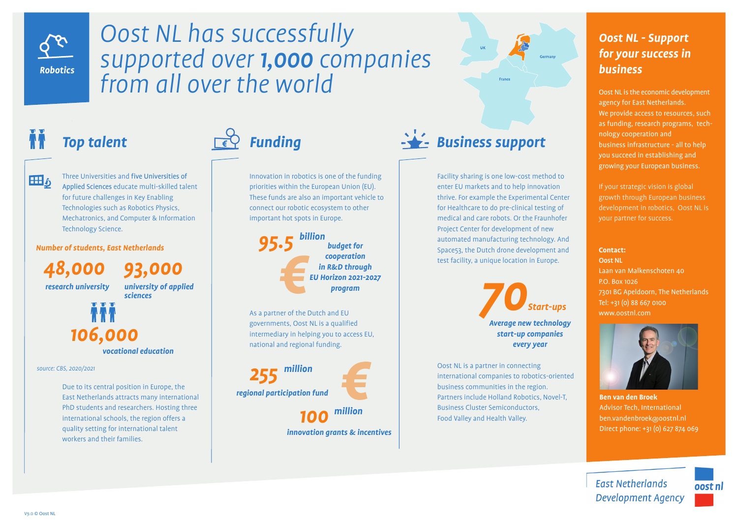**Robotics**

# Oost NL has successfully supported over **1,000** companies from all over the world

UK

Germany

France

## Top talent

Three Universities and five Universities of Applied Sciences educate multi-skilled talent for future challenges in Key Enabling Technologies such as Robotics Physics, Mechatronics, and Computer & Information Technology Science.

***Number of students, East Netherlands***

**48,000**
*research university*

**93,000**
*university of applied sciences*

**106,000**
*vocational education*

*source: CBS, 2020/2021*

Due to its central position in Europe, the East Netherlands attracts many international PhD students and researchers. Hosting three international schools, the region offers a quality setting for international talent workers and their families.

## Funding

Innovation in robotics is one of the funding priorities within the European Union (EU). These funds are also an important vehicle to connect our robotic ecosystem to other important hot spots in Europe.

**95.5** *billion*
***budget for cooperation in R&D through EU Horizon 2021-2027 program***

As a partner of the Dutch and EU governments, Oost NL is a qualified intermediary in helping you to access EU, national and regional funding.

**255** *million*
***regional participation fund***

**100** *million*
***innovation grants & incentives***

## Business support

Facility sharing is one low-cost method to enter EU markets and to help innovation thrive. For example the Experimental Center for Healthcare to do pre-clinical testing of medical and care robots. Or the Fraunhofer Project Center for development of new automated manufacturing technology. And Space53, the Dutch drone development and test facility, a unique location in Europe.

**70** *Start-ups*
***Average new technology start-up companies every year***

Oost NL is a partner in connecting international companies to robotics-oriented business communities in the region. Partners include Holland Robotics, Novel-T, Business Cluster Semiconductors, Food Valley and Health Valley.

## *Oost NL - Support for your success in business*

Oost NL is the economic development agency for East Netherlands. We provide access to resources, such as funding, research programs, technology cooperation and business infrastructure - all to help you succeed in establishing and growing your European business.

If your strategic vision is global growth through European business development in robotics, Oost NL is your partner for success.

**Contact:**
**Oost NL**
Laan van Malkenschoten 40
P.O. Box 1026
7301 BG Apeldoorn, The Netherlands
Tel: +31 (0) 88 667 0100
www.oostnl.com

**Ben van den Broek**
Advisor Tech, International
ben.vandenbroek@oostnl.nl
Direct phone: +31 (0) 627 874 069

*East Netherlands Development Agency*

oost nl

V9.0 © Oost NL